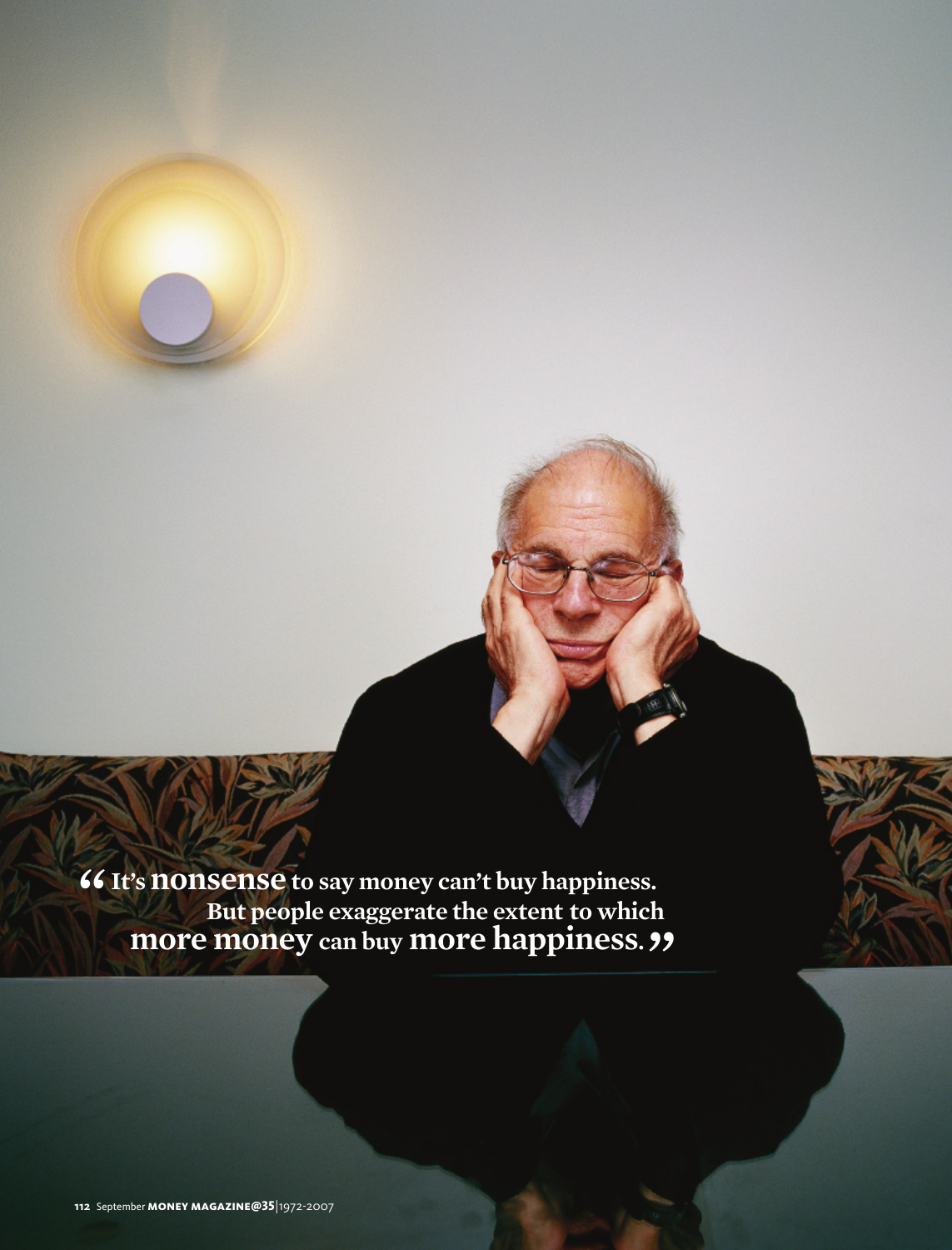“It's **nonsense** to say money can't buy happiness. But people exaggerate the extent to which **more money** can buy **more happiness.**”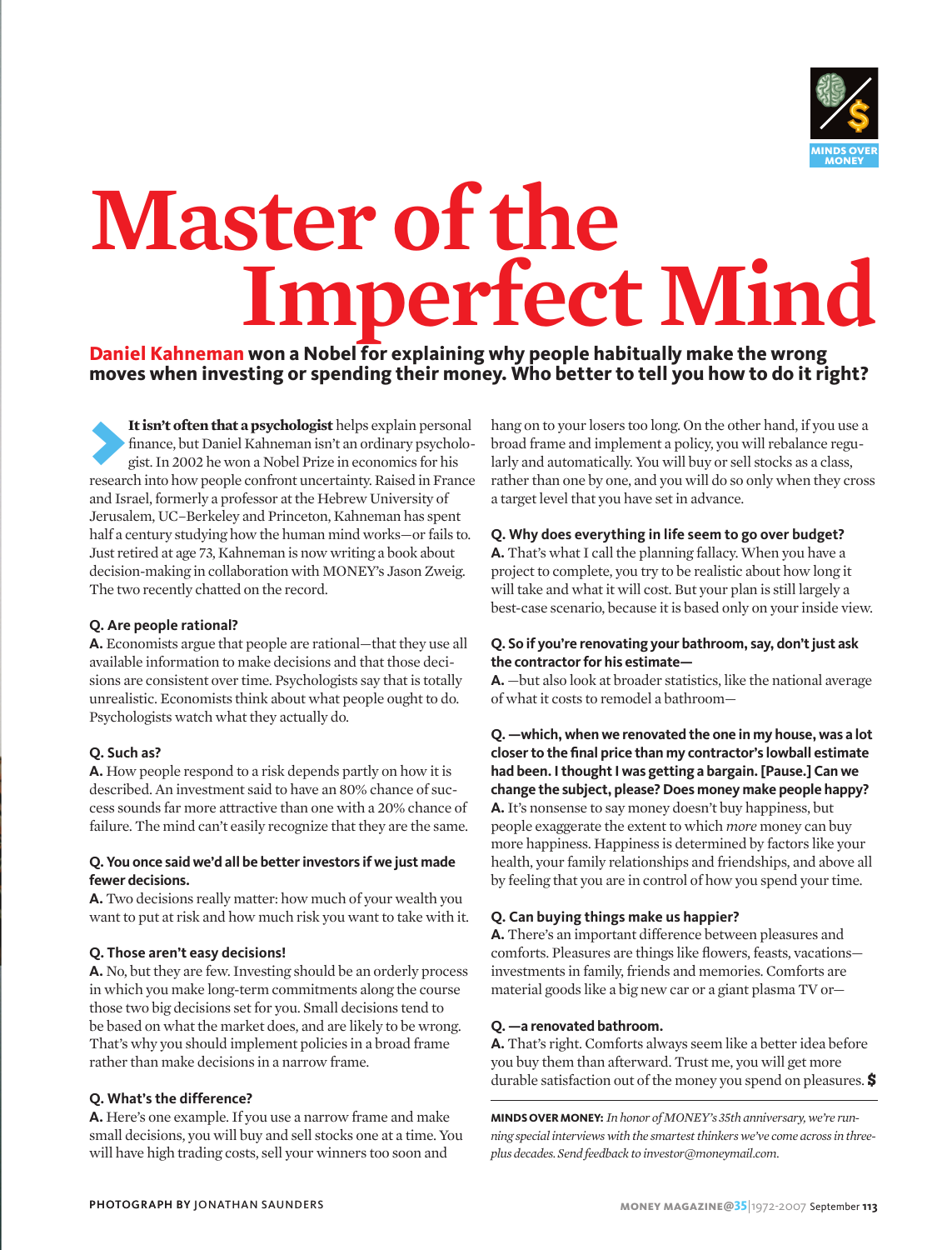MINDS OVER MONEY

# Master of the Imperfect Mind

**Daniel Kahneman won a Nobel for explaining why people habitually make the wrong moves when investing or spending their money. Who better to tell you how to do it right?**

**It isn't often that a psychologist** helps explain personal finance, but Daniel Kahneman isn't an ordinary psychologist. In 2002 he won a Nobel Prize in economics for his research into how people confront uncertainty. Raised in France and Israel, formerly a professor at the Hebrew University of Jerusalem, UC–Berkeley and Princeton, Kahneman has spent half a century studying how the human mind works—or fails to. Just retired at age 73, Kahneman is now writing a book about decision-making in collaboration with MONEY's Jason Zweig. The two recently chatted on the record.

**Q. Are people rational?**

**A.** Economists argue that people are rational—that they use all available information to make decisions and that those decisions are consistent over time. Psychologists say that is totally unrealistic. Economists think about what people ought to do. Psychologists watch what they actually do.

**Q. Such as?**

**A.** How people respond to a risk depends partly on how it is described. An investment said to have an 80% chance of success sounds far more attractive than one with a 20% chance of failure. The mind can't easily recognize that they are the same.

**Q. You once said we'd all be better investors if we just made fewer decisions.**

**A.** Two decisions really matter: how much of your wealth you want to put at risk and how much risk you want to take with it.

**Q. Those aren't easy decisions!**

**A.** No, but they are few. Investing should be an orderly process in which you make long-term commitments along the course those two big decisions set for you. Small decisions tend to be based on what the market does, and are likely to be wrong. That's why you should implement policies in a broad frame rather than make decisions in a narrow frame.

**Q. What's the difference?**

**A.** Here's one example. If you use a narrow frame and make small decisions, you will buy and sell stocks one at a time. You will have high trading costs, sell your winners too soon and hang on to your losers too long. On the other hand, if you use a broad frame and implement a policy, you will rebalance regularly and automatically. You will buy or sell stocks as a class, rather than one by one, and you will do so only when they cross a target level that you have set in advance.

**Q. Why does everything in life seem to go over budget?**

**A.** That's what I call the planning fallacy. When you have a project to complete, you try to be realistic about how long it will take and what it will cost. But your plan is still largely a best-case scenario, because it is based only on your inside view.

**Q. So if you're renovating your bathroom, say, don't just ask the contractor for his estimate—**

**A.** —but also look at broader statistics, like the national average of what it costs to remodel a bathroom—

**Q. —which, when we renovated the one in my house, was a lot closer to the final price than my contractor's lowball estimate had been. I thought I was getting a bargain. [Pause.] Can we change the subject, please? Does money make people happy?**

**A.** It's nonsense to say money doesn't buy happiness, but people exaggerate the extent to which *more* money can buy more happiness. Happiness is determined by factors like your health, your family relationships and friendships, and above all by feeling that you are in control of how you spend your time.

**Q. Can buying things make us happier?**

**A.** There's an important difference between pleasures and comforts. Pleasures are things like flowers, feasts, vacations—investments in family, friends and memories. Comforts are material goods like a big new car or a giant plasma TV or—

**Q. —a renovated bathroom.**

**A.** That's right. Comforts always seem like a better idea before you buy them than afterward. Trust me, you will get more durable satisfaction out of the money you spend on pleasures. **$**

**MINDS OVER MONEY:** *In honor of MONEY's 35th anniversary, we're running special interviews with the smartest thinkers we've come across in three-plus decades. Send feedback to investor@moneymail.com.*

PHOTOGRAPH BY JONATHAN SAUNDERS